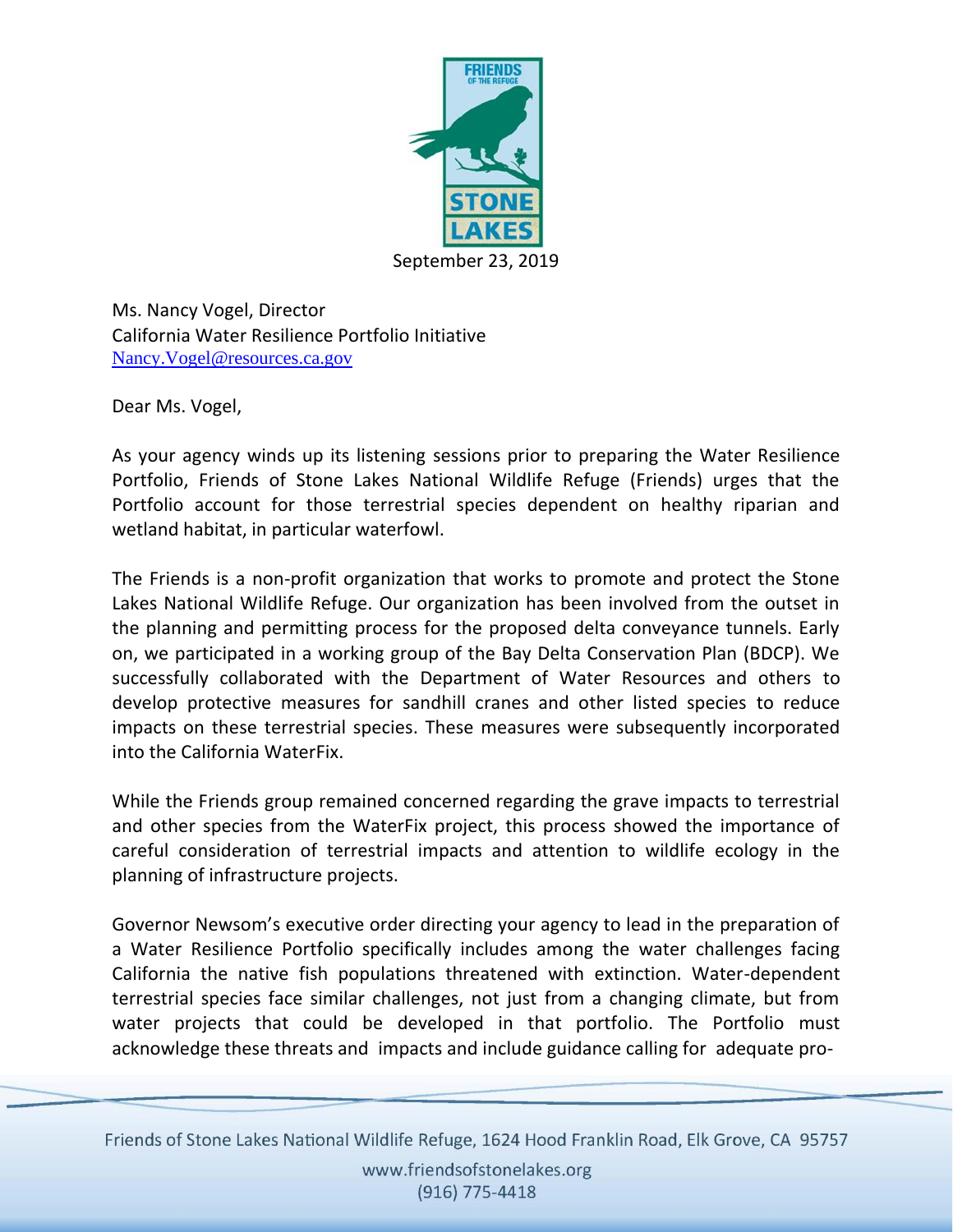September 23, 2019

Ms. Nancy Vogel, Director
California Water Resilience Portfolio Initiative
Nancy.Vogel@resources.ca.gov

Dear Ms. Vogel,

As your agency winds up its listening sessions prior to preparing the Water Resilience Portfolio, Friends of Stone Lakes National Wildlife Refuge (Friends) urges that the Portfolio account for those terrestrial species dependent on healthy riparian and wetland habitat, in particular waterfowl.

The Friends is a non-profit organization that works to promote and protect the Stone Lakes National Wildlife Refuge. Our organization has been involved from the outset in the planning and permitting process for the proposed delta conveyance tunnels. Early on, we participated in a working group of the Bay Delta Conservation Plan (BDCP). We successfully collaborated with the Department of Water Resources and others to develop protective measures for sandhill cranes and other listed species to reduce impacts on these terrestrial species. These measures were subsequently incorporated into the California WaterFix.

While the Friends group remained concerned regarding the grave impacts to terrestrial and other species from the WaterFix project, this process showed the importance of careful consideration of terrestrial impacts and attention to wildlife ecology in the planning of infrastructure projects.

Governor Newsom's executive order directing your agency to lead in the preparation of a Water Resilience Portfolio specifically includes among the water challenges facing California the native fish populations threatened with extinction. Water-dependent terrestrial species face similar challenges, not just from a changing climate, but from water projects that could be developed in that portfolio. The Portfolio must acknowledge these threats and impacts and include guidance calling for adequate pro-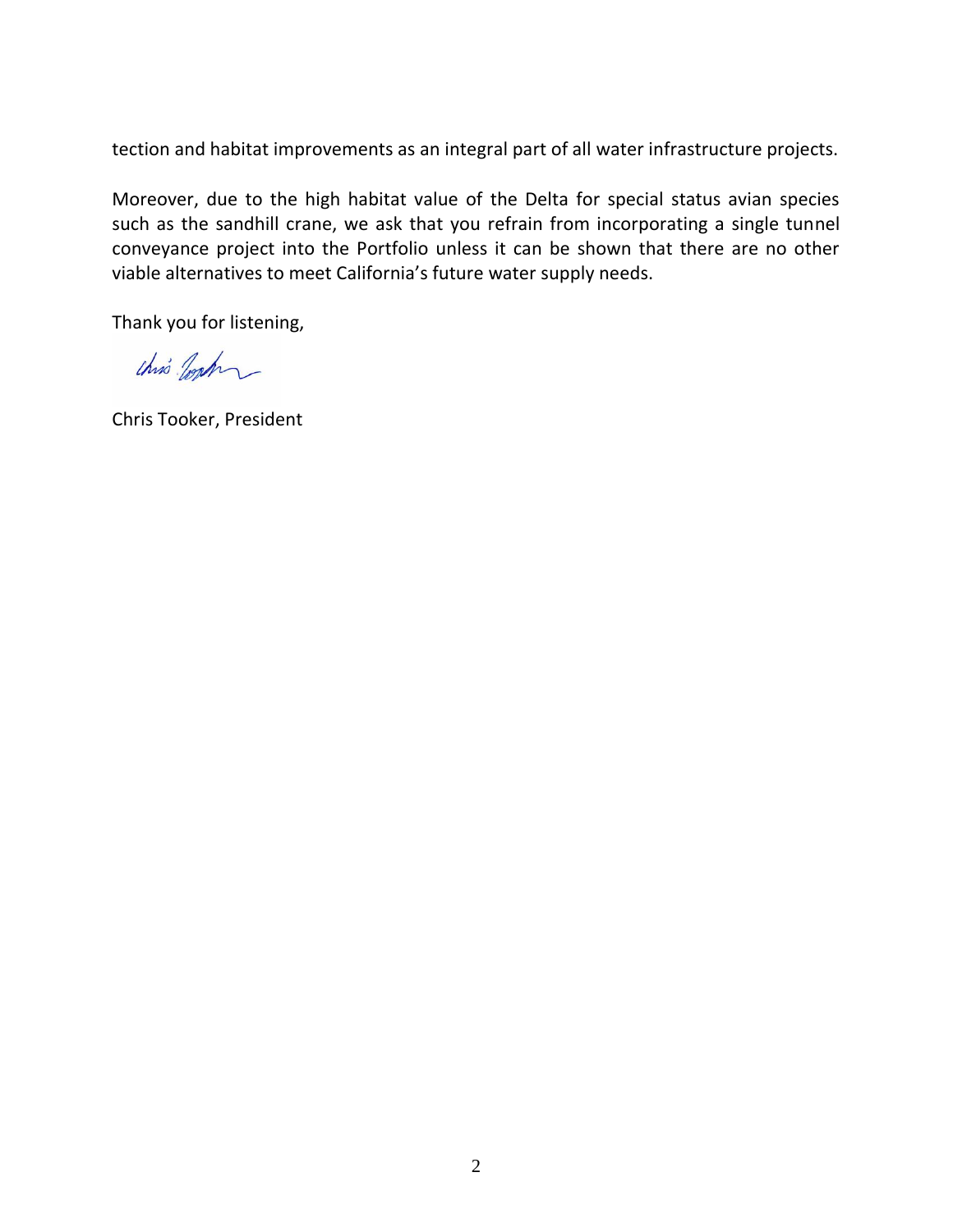tection and habitat improvements as an integral part of all water infrastructure projects.

Moreover, due to the high habitat value of the Delta for special status avian species such as the sandhill crane, we ask that you refrain from incorporating a single tunnel conveyance project into the Portfolio unless it can be shown that there are no other viable alternatives to meet California's future water supply needs.

Thank you for listening,

Chris Tooker, President